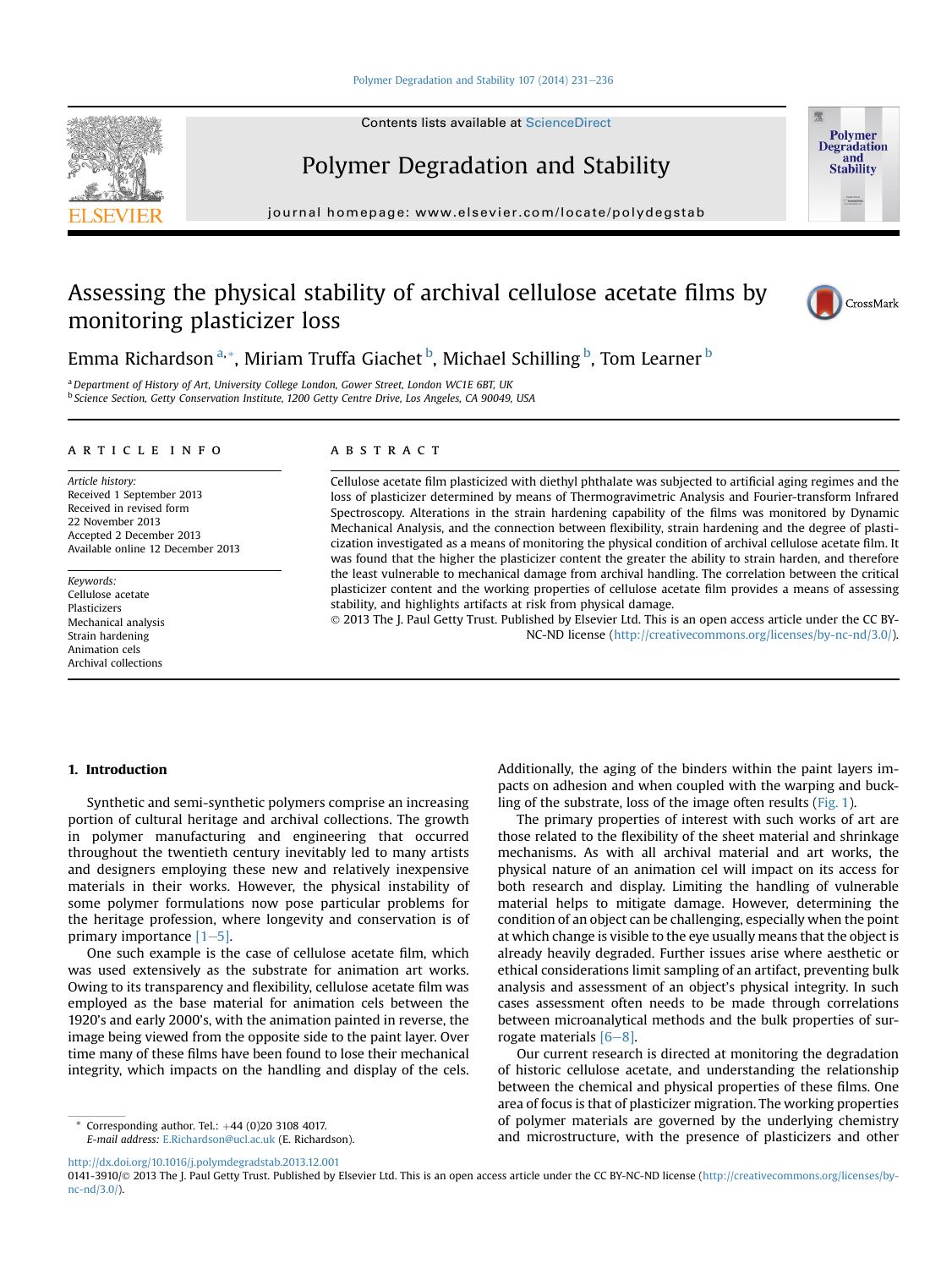# Assessing the physical stability of archival cellulose acetate films by monitoring plasticizer loss

Emma Richardson [a,*], Miriam Truffa Giachet [b], Michael Schilling [b], Tom Learner [b]

[a] Department of History of Art, University College London, Gower Street, London WC1E 6BT, UK
[b] Science Section, Getty Conservation Institute, 1200 Getty Centre Drive, Los Angeles, CA 90049, USA

## ARTICLE INFO

*Article history:*
Received 1 September 2013
Received in revised form
22 November 2013
Accepted 2 December 2013
Available online 12 December 2013

*Keywords:*
Cellulose acetate
Plasticizers
Mechanical analysis
Strain hardening
Animation cels
Archival collections

## ABSTRACT

Cellulose acetate film plasticized with diethyl phthalate was subjected to artificial aging regimes and the loss of plasticizer determined by means of Thermogravimetric Analysis and Fourier-transform Infrared Spectroscopy. Alterations in the strain hardening capability of the films was monitored by Dynamic Mechanical Analysis, and the connection between flexibility, strain hardening and the degree of plasticization investigated as a means of monitoring the physical condition of archival cellulose acetate film. It was found that the higher the plasticizer content the greater the ability to strain harden, and therefore the least vulnerable to mechanical damage from archival handling. The correlation between the critical plasticizer content and the working properties of cellulose acetate film provides a means of assessing stability, and highlights artifacts at risk from physical damage.

© 2013 The J. Paul Getty Trust. Published by Elsevier Ltd. This is an open access article under the CC BY-NC-ND license (http://creativecommons.org/licenses/by-nc-nd/3.0/).

## 1. Introduction

Synthetic and semi-synthetic polymers comprise an increasing portion of cultural heritage and archival collections. The growth in polymer manufacturing and engineering that occurred throughout the twentieth century inevitably led to many artists and designers employing these new and relatively inexpensive materials in their works. However, the physical instability of some polymer formulations now pose particular problems for the heritage profession, where longevity and conservation is of primary importance [1–5].

One such example is the case of cellulose acetate film, which was used extensively as the substrate for animation art works. Owing to its transparency and flexibility, cellulose acetate film was employed as the base material for animation cels between the 1920's and early 2000's, with the animation painted in reverse, the image being viewed from the opposite side to the paint layer. Over time many of these films have been found to lose their mechanical integrity, which impacts on the handling and display of the cels. Additionally, the aging of the binders within the paint layers impacts on adhesion and when coupled with the warping and buckling of the substrate, loss of the image often results (Fig. 1).

The primary properties of interest with such works of art are those related to the flexibility of the sheet material and shrinkage mechanisms. As with all archival material and art works, the physical nature of an animation cel will impact on its access for both research and display. Limiting the handling of vulnerable material helps to mitigate damage. However, determining the condition of an object can be challenging, especially when the point at which change is visible to the eye usually means that the object is already heavily degraded. Further issues arise where aesthetic or ethical considerations limit sampling of an artifact, preventing bulk analysis and assessment of an object's physical integrity. In such cases assessment often needs to be made through correlations between microanalytical methods and the bulk properties of surrogate materials [6–8].

Our current research is directed at monitoring the degradation of historic cellulose acetate, and understanding the relationship between the chemical and physical properties of these films. One area of focus is that of plasticizer migration. The working properties of polymer materials are governed by the underlying chemistry and microstructure, with the presence of plasticizers and other

* Corresponding author. Tel.: +44 (0)20 3108 4017.
*E-mail address:* E.Richardson@ucl.ac.uk (E. Richardson).

http://dx.doi.org/10.1016/j.polymdegradstab.2013.12.001
0141-3910/© 2013 The J. Paul Getty Trust. Published by Elsevier Ltd. This is an open access article under the CC BY-NC-ND license (http://creativecommons.org/licenses/by-nc-nd/3.0/).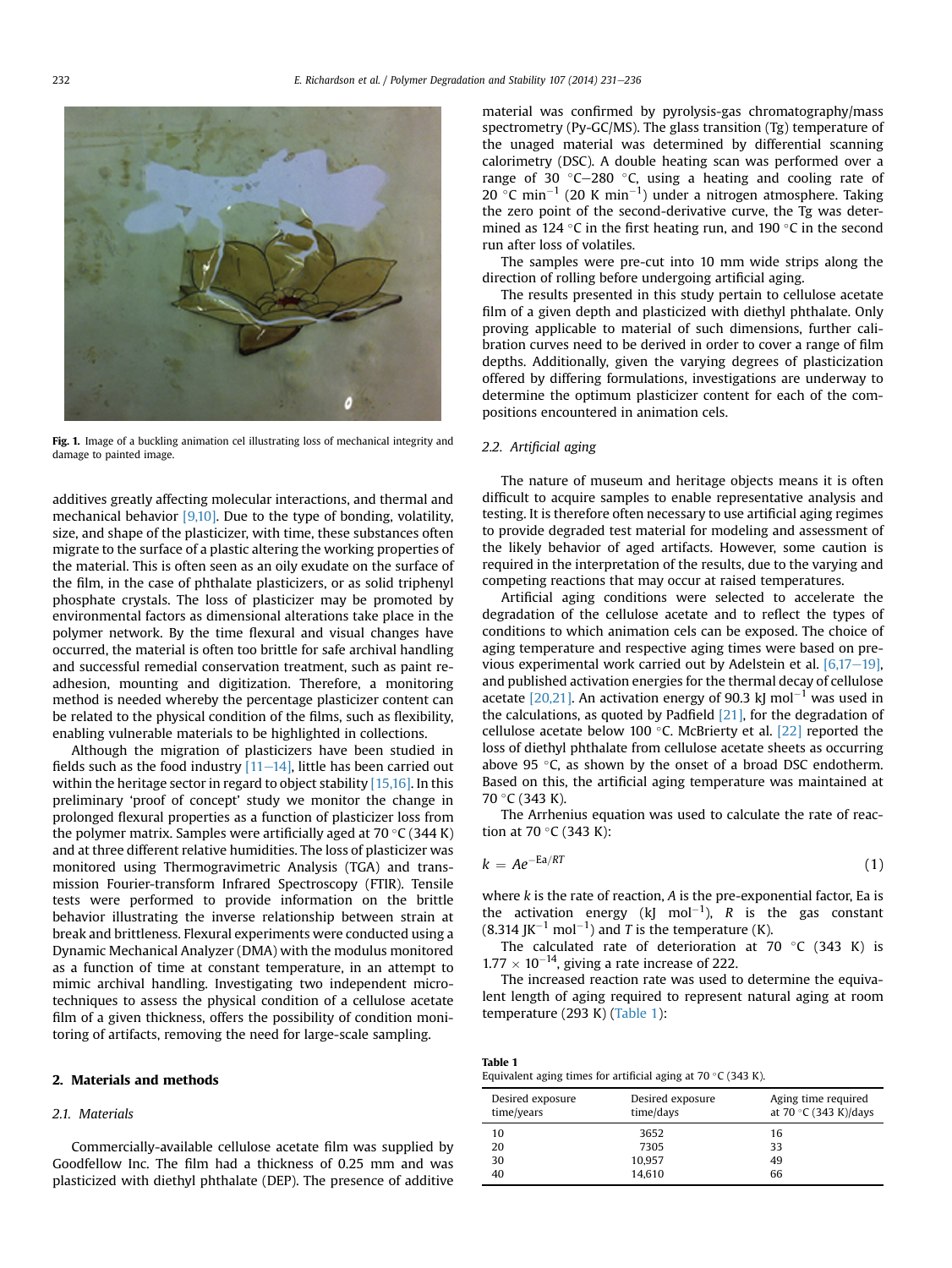Fig. 1. Image of a buckling animation cel illustrating loss of mechanical integrity and damage to painted image.

additives greatly affecting molecular interactions, and thermal and mechanical behavior [9,10]. Due to the type of bonding, volatility, size, and shape of the plasticizer, with time, these substances often migrate to the surface of a plastic altering the working properties of the material. This is often seen as an oily exudate on the surface of the film, in the case of phthalate plasticizers, or as solid triphenyl phosphate crystals. The loss of plasticizer may be promoted by environmental factors as dimensional alterations take place in the polymer network. By the time flexural and visual changes have occurred, the material is often too brittle for safe archival handling and successful remedial conservation treatment, such as paint re-adhesion, mounting and digitization. Therefore, a monitoring method is needed whereby the percentage plasticizer content can be related to the physical condition of the films, such as flexibility, enabling vulnerable materials to be highlighted in collections.

Although the migration of plasticizers have been studied in fields such as the food industry [11–14], little has been carried out within the heritage sector in regard to object stability [15,16]. In this preliminary 'proof of concept' study we monitor the change in prolonged flexural properties as a function of plasticizer loss from the polymer matrix. Samples were artificially aged at 70 °C (344 K) and at three different relative humidities. The loss of plasticizer was monitored using Thermogravimetric Analysis (TGA) and transmission Fourier-transform Infrared Spectroscopy (FTIR). Tensile tests were performed to provide information on the brittle behavior illustrating the inverse relationship between strain at break and brittleness. Flexural experiments were conducted using a Dynamic Mechanical Analyzer (DMA) with the modulus monitored as a function of time at constant temperature, in an attempt to mimic archival handling. Investigating two independent micro-techniques to assess the physical condition of a cellulose acetate film of a given thickness, offers the possibility of condition monitoring of artifacts, removing the need for large-scale sampling.

## 2. Materials and methods

### 2.1. Materials

Commercially-available cellulose acetate film was supplied by Goodfellow Inc. The film had a thickness of 0.25 mm and was plasticized with diethyl phthalate (DEP). The presence of additive material was confirmed by pyrolysis-gas chromatography/mass spectrometry (Py-GC/MS). The glass transition (Tg) temperature of the unaged material was determined by differential scanning calorimetry (DSC). A double heating scan was performed over a range of 30 °C–280 °C, using a heating and cooling rate of 20 °C $min^{-1}$ (20 K $min^{-1}$) under a nitrogen atmosphere. Taking the zero point of the second-derivative curve, the Tg was determined as 124 °C in the first heating run, and 190 °C in the second run after loss of volatiles.

The samples were pre-cut into 10 mm wide strips along the direction of rolling before undergoing artificial aging.

The results presented in this study pertain to cellulose acetate film of a given depth and plasticized with diethyl phthalate. Only proving applicable to material of such dimensions, further calibration curves need to be derived in order to cover a range of film depths. Additionally, given the varying degrees of plasticization offered by differing formulations, investigations are underway to determine the optimum plasticizer content for each of the compositions encountered in animation cels.

### 2.2. Artificial aging

The nature of museum and heritage objects means it is often difficult to acquire samples to enable representative analysis and testing. It is therefore often necessary to use artificial aging regimes to provide degraded test material for modeling and assessment of the likely behavior of aged artifacts. However, some caution is required in the interpretation of the results, due to the varying and competing reactions that may occur at raised temperatures.

Artificial aging conditions were selected to accelerate the degradation of the cellulose acetate and to reflect the types of conditions to which animation cels can be exposed. The choice of aging temperature and respective aging times were based on previous experimental work carried out by Adelstein et al. [6,17–19], and published activation energies for the thermal decay of cellulose acetate [20,21]. An activation energy of 90.3 kJ $mol^{-1}$ was used in the calculations, as quoted by Padfield [21], for the degradation of cellulose acetate below 100 °C. McBrierty et al. [22] reported the loss of diethyl phthalate from cellulose acetate sheets as occurring above 95 °C, as shown by the onset of a broad DSC endotherm. Based on this, the artificial aging temperature was maintained at 70 °C (343 K).

The Arrhenius equation was used to calculate the rate of reaction at 70 °C (343 K):

$$k = Ae^{-Ea/RT} \tag{1}$$

where $k$ is the rate of reaction, $A$ is the pre-exponential factor, Ea is the activation energy (kJ $mol^{-1}$), $R$ is the gas constant (8.314 $JK^{-1}$ $mol^{-1}$) and $T$ is the temperature (K).

The calculated rate of deterioration at 70 °C (343 K) is $1.77 \times 10^{-14}$, giving a rate increase of 222.

The increased reaction rate was used to determine the equivalent length of aging required to represent natural aging at room temperature (293 K) (Table 1):

**Table 1**
Equivalent aging times for artificial aging at 70 °C (343 K).

| Desired exposure time/years | Desired exposure time/days | Aging time required at 70 °C (343 K)/days |
|---|---|---|
| 10 | 3652 | 16 |
| 20 | 7305 | 33 |
| 30 | 10,957 | 49 |
| 40 | 14,610 | 66 |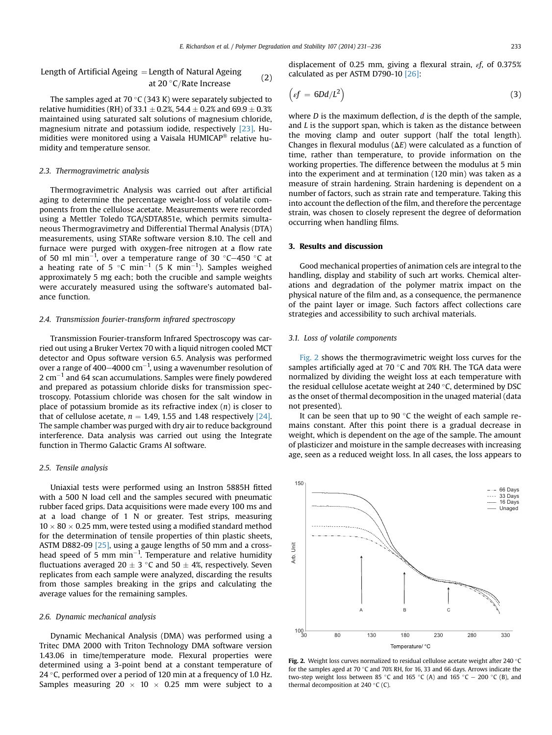$$\text{Length of Artificial Ageing} = \text{Length of Natural Ageing at } 20\ ^{\circ}\text{C/Rate Increase} \tag{2}$$

The samples aged at 70 °C (343 K) were separately subjected to relative humidities (RH) of 33.1 ± 0.2%, 54.4 ± 0.2% and 69.9 ± 0.3% maintained using saturated salt solutions of magnesium chloride, magnesium nitrate and potassium iodide, respectively [23]. Humidities were monitored using a Vaisala HUMICAP® relative humidity and temperature sensor.

### 2.3. Thermogravimetric analysis

Thermogravimetric Analysis was carried out after artificial aging to determine the percentage weight-loss of volatile components from the cellulose acetate. Measurements were recorded using a Mettler Toledo TGA/SDTA851e, which permits simultaneous Thermogravimetry and Differential Thermal Analysis (DTA) measurements, using STARe software version 8.10. The cell and furnace were purged with oxygen-free nitrogen at a flow rate of 50 ml min$^{-1}$, over a temperature range of 30 °C–450 °C at a heating rate of 5 °C min$^{-1}$ (5 K min$^{-1}$). Samples weighed approximately 5 mg each; both the crucible and sample weights were accurately measured using the software's automated balance function.

### 2.4. Transmission fourier-transform infrared spectroscopy

Transmission Fourier-transform Infrared Spectroscopy was carried out using a Bruker Vertex 70 with a liquid nitrogen cooled MCT detector and Opus software version 6.5. Analysis was performed over a range of 400–4000 cm$^{-1}$, using a wavenumber resolution of 2 cm$^{-1}$ and 64 scan accumulations. Samples were finely powdered and prepared as potassium chloride disks for transmission spectroscopy. Potassium chloride was chosen for the salt window in place of potassium bromide as its refractive index ($n$) is closer to that of cellulose acetate, $n$ = 1.49, 1.55 and 1.48 respectively [24]. The sample chamber was purged with dry air to reduce background interference. Data analysis was carried out using the Integrate function in Thermo Galactic Grams AI software.

### 2.5. Tensile analysis

Uniaxial tests were performed using an Instron 5885H fitted with a 500 N load cell and the samples secured with pneumatic rubber faced grips. Data acquisitions were made every 100 ms and at a load change of 1 N or greater. Test strips, measuring 10 × 80 × 0.25 mm, were tested using a modified standard method for the determination of tensile properties of thin plastic sheets, ASTM D882-09 [25], using a gauge lengths of 50 mm and a crosshead speed of 5 mm min$^{-1}$. Temperature and relative humidity fluctuations averaged 20 ± 3 °C and 50 ± 4%, respectively. Seven replicates from each sample were analyzed, discarding the results from those samples breaking in the grips and calculating the average values for the remaining samples.

### 2.6. Dynamic mechanical analysis

Dynamic Mechanical Analysis (DMA) was performed using a Tritec DMA 2000 with Triton Technology DMA software version 1.43.06 in time/temperature mode. Flexural properties were determined using a 3-point bend at a constant temperature of 24 °C, performed over a period of 120 min at a frequency of 1.0 Hz. Samples measuring 20 × 10 × 0.25 mm were subject to a displacement of 0.25 mm, giving a flexural strain, $\varepsilon f$, of 0.375% calculated as per ASTM D790-10 [26]:

$$\left(\varepsilon f = 6Dd/L^2\right) \tag{3}$$

where $D$ is the maximum deflection, $d$ is the depth of the sample, and $L$ is the support span, which is taken as the distance between the moving clamp and outer support (half the total length). Changes in flexural modulus ($\Delta E$) were calculated as a function of time, rather than temperature, to provide information on the working properties. The difference between the modulus at 5 min into the experiment and at termination (120 min) was taken as a measure of strain hardening. Strain hardening is dependent on a number of factors, such as strain rate and temperature. Taking this into account the deflection of the film, and therefore the percentage strain, was chosen to closely represent the degree of deformation occurring when handling films.

## 3. Results and discussion

Good mechanical properties of animation cels are integral to the handling, display and stability of such art works. Chemical alterations and degradation of the polymer matrix impact on the physical nature of the film and, as a consequence, the permanence of the paint layer or image. Such factors affect collections care strategies and accessibility to such archival materials.

### 3.1. Loss of volatile components

Fig. 2 shows the thermogravimetric weight loss curves for the samples artificially aged at 70 °C and 70% RH. The TGA data were normalized by dividing the weight loss at each temperature with the residual cellulose acetate weight at 240 °C, determined by DSC as the onset of thermal decomposition in the unaged material (data not presented).

It can be seen that up to 90 °C the weight of each sample remains constant. After this point there is a gradual decrease in weight, which is dependent on the age of the sample. The amount of plasticizer and moisture in the sample decreases with increasing age, seen as a reduced weight loss. In all cases, the loss appears to

**Fig. 2.** Weight loss curves normalized to residual cellulose acetate weight after 240 °C for the samples aged at 70 °C and 70% RH, for 16, 33 and 66 days. Arrows indicate the two-step weight loss between 85 °C and 165 °C (A) and 165 °C – 200 °C (B), and thermal decomposition at 240 °C (C).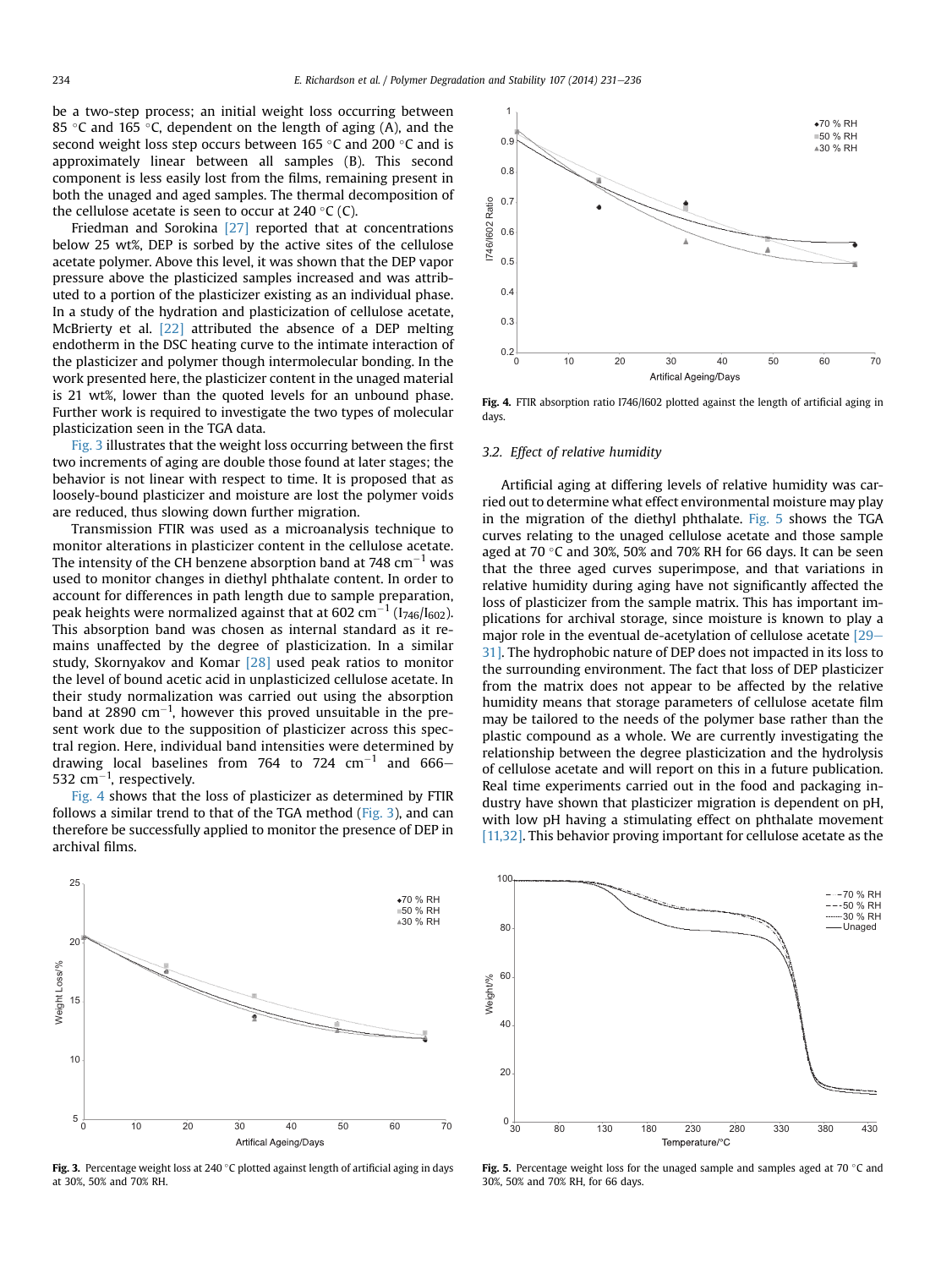be a two-step process; an initial weight loss occurring between 85 °C and 165 °C, dependent on the length of aging (A), and the second weight loss step occurs between 165 °C and 200 °C and is approximately linear between all samples (B). This second component is less easily lost from the films, remaining present in both the unaged and aged samples. The thermal decomposition of the cellulose acetate is seen to occur at 240 °C (C).

Friedman and Sorokina [27] reported that at concentrations below 25 wt%, DEP is sorbed by the active sites of the cellulose acetate polymer. Above this level, it was shown that the DEP vapor pressure above the plasticized samples increased and was attributed to a portion of the plasticizer existing as an individual phase. In a study of the hydration and plasticization of cellulose acetate, McBrierty et al. [22] attributed the absence of a DEP melting endotherm in the DSC heating curve to the intimate interaction of the plasticizer and polymer though intermolecular bonding. In the work presented here, the plasticizer content in the unaged material is 21 wt%, lower than the quoted levels for an unbound phase. Further work is required to investigate the two types of molecular plasticization seen in the TGA data.

Fig. 3 illustrates that the weight loss occurring between the first two increments of aging are double those found at later stages; the behavior is not linear with respect to time. It is proposed that as loosely-bound plasticizer and moisture are lost the polymer voids are reduced, thus slowing down further migration.

Transmission FTIR was used as a microanalysis technique to monitor alterations in plasticizer content in the cellulose acetate. The intensity of the CH benzene absorption band at 748 $cm^{-1}$ was used to monitor changes in diethyl phthalate content. In order to account for differences in path length due to sample preparation, peak heights were normalized against that at 602 $cm^{-1}$ ($I_{746}/I_{602}$). This absorption band was chosen as internal standard as it remains unaffected by the degree of plasticization. In a similar study, Skornyakov and Komar [28] used peak ratios to monitor the level of bound acetic acid in unplasticized cellulose acetate. In their study normalization was carried out using the absorption band at 2890 $cm^{-1}$, however this proved unsuitable in the present work due to the supposition of plasticizer across this spectral region. Here, individual band intensities were determined by drawing local baselines from 764 to 724 $cm^{-1}$ and 666–532 $cm^{-1}$, respectively.

Fig. 4 shows that the loss of plasticizer as determined by FTIR follows a similar trend to that of the TGA method (Fig. 3), and can therefore be successfully applied to monitor the presence of DEP in archival films.

Fig. 4. FTIR absorption ratio I746/I602 plotted against the length of artificial aging in days.

### 3.2. Effect of relative humidity

Artificial aging at differing levels of relative humidity was carried out to determine what effect environmental moisture may play in the migration of the diethyl phthalate. Fig. 5 shows the TGA curves relating to the unaged cellulose acetate and those sample aged at 70 °C and 30%, 50% and 70% RH for 66 days. It can be seen that the three aged curves superimpose, and that variations in relative humidity during aging have not significantly affected the loss of plasticizer from the sample matrix. This has important implications for archival storage, since moisture is known to play a major role in the eventual de-acetylation of cellulose acetate [29–31]. The hydrophobic nature of DEP does not impacted in its loss to the surrounding environment. The fact that loss of DEP plasticizer from the matrix does not appear to be affected by the relative humidity means that storage parameters of cellulose acetate film may be tailored to the needs of the polymer base rather than the plastic compound as a whole. We are currently investigating the relationship between the degree plasticization and the hydrolysis of cellulose acetate and will report on this in a future publication. Real time experiments carried out in the food and packaging industry have shown that plasticizer migration is dependent on pH, with low pH having a stimulating effect on phthalate movement [11,32]. This behavior proving important for cellulose acetate as the

Fig. 3. Percentage weight loss at 240 °C plotted against length of artificial aging in days at 30%, 50% and 70% RH.

Fig. 5. Percentage weight loss for the unaged sample and samples aged at 70 °C and 30%, 50% and 70% RH, for 66 days.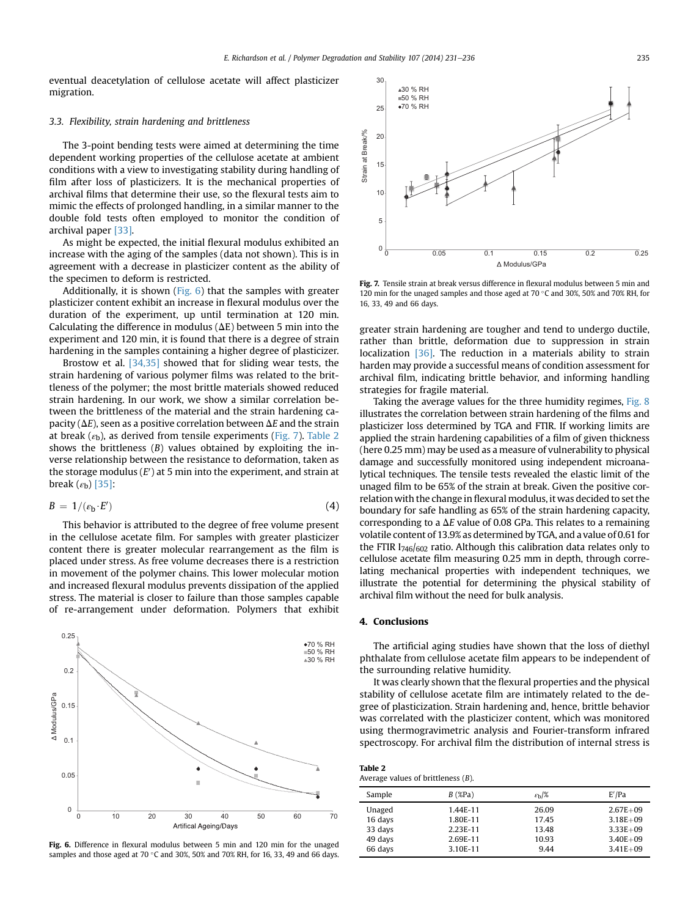eventual deacetylation of cellulose acetate will affect plasticizer migration.

### 3.3. Flexibility, strain hardening and brittleness

The 3-point bending tests were aimed at determining the time dependent working properties of the cellulose acetate at ambient conditions with a view to investigating stability during handling of film after loss of plasticizers. It is the mechanical properties of archival films that determine their use, so the flexural tests aim to mimic the effects of prolonged handling, in a similar manner to the double fold tests often employed to monitor the condition of archival paper [33].

As might be expected, the initial flexural modulus exhibited an increase with the aging of the samples (data not shown). This is in agreement with a decrease in plasticizer content as the ability of the specimen to deform is restricted.

Additionally, it is shown (Fig. 6) that the samples with greater plasticizer content exhibit an increase in flexural modulus over the duration of the experiment, up until termination at 120 min. Calculating the difference in modulus ($\Delta E$) between 5 min into the experiment and 120 min, it is found that there is a degree of strain hardening in the samples containing a higher degree of plasticizer.

Brostow et al. [34,35] showed that for sliding wear tests, the strain hardening of various polymer films was related to the brittleness of the polymer; the most brittle materials showed reduced strain hardening. In our work, we show a similar correlation between the brittleness of the material and the strain hardening capacity ($\Delta E$), seen as a positive correlation between $\Delta E$ and the strain at break ($\varepsilon_b$), as derived from tensile experiments (Fig. 7). Table 2 shows the brittleness ($B$) values obtained by exploiting the inverse relationship between the resistance to deformation, taken as the storage modulus ($E'$) at 5 min into the experiment, and strain at break ($\varepsilon_b$) [35]:

$$B = 1/(\varepsilon_b \cdot E') \tag{4}$$

This behavior is attributed to the degree of free volume present in the cellulose acetate film. For samples with greater plasticizer content there is greater molecular rearrangement as the film is placed under stress. As free volume decreases there is a restriction in movement of the polymer chains. This lower molecular motion and increased flexural modulus prevents dissipation of the applied stress. The material is closer to failure than those samples capable of re-arrangement under deformation. Polymers that exhibit greater strain hardening are tougher and tend to undergo ductile, rather than brittle, deformation due to suppression in strain localization [36]. The reduction in a materials ability to strain harden may provide a successful means of condition assessment for archival film, indicating brittle behavior, and informing handling strategies for fragile material.

**Fig. 6.** Difference in flexural modulus between 5 min and 120 min for the unaged samples and those aged at 70 °C and 30%, 50% and 70% RH, for 16, 33, 49 and 66 days.

**Fig. 7.** Tensile strain at break versus difference in flexural modulus between 5 min and 120 min for the unaged samples and those aged at 70 °C and 30%, 50% and 70% RH, for 16, 33, 49 and 66 days.

Taking the average values for the three humidity regimes, Fig. 8 illustrates the correlation between strain hardening of the films and plasticizer loss determined by TGA and FTIR. If working limits are applied the strain hardening capabilities of a film of given thickness (here 0.25 mm) may be used as a measure of vulnerability to physical damage and successfully monitored using independent microanalytical techniques. The tensile tests revealed the elastic limit of the unaged film to be 65% of the strain at break. Given the positive correlation with the change in flexural modulus, it was decided to set the boundary for safe handling as 65% of the strain hardening capacity, corresponding to a $\Delta E$ value of 0.08 GPa. This relates to a remaining volatile content of 13.9% as determined by TGA, and a value of 0.61 for the FTIR $I_{746/602}$ ratio. Although this calibration data relates only to cellulose acetate film measuring 0.25 mm in depth, through correlating mechanical properties with independent techniques, we illustrate the potential for determining the physical stability of archival film without the need for bulk analysis.

## 4. Conclusions

The artificial aging studies have shown that the loss of diethyl phthalate from cellulose acetate film appears to be independent of the surrounding relative humidity.

It was clearly shown that the flexural properties and the physical stability of cellulose acetate film are intimately related to the degree of plasticization. Strain hardening and, hence, brittle behavior was correlated with the plasticizer content, which was monitored using thermogravimetric analysis and Fourier-transform infrared spectroscopy. For archival film the distribution of internal stress is

**Table 2**
Average values of brittleness ($B$).

| Sample | $B$ (%Pa) | $\varepsilon_b$/% | $E'$/Pa |
|---|---|---|---|
| Unaged | 1.44E-11 | 26.09 | 2.67E+09 |
| 16 days | 1.80E-11 | 17.45 | 3.18E+09 |
| 33 days | 2.23E-11 | 13.48 | 3.33E+09 |
| 49 days | 2.69E-11 | 10.93 | 3.40E+09 |
| 66 days | 3.10E-11 | 9.44 | 3.41E+09 |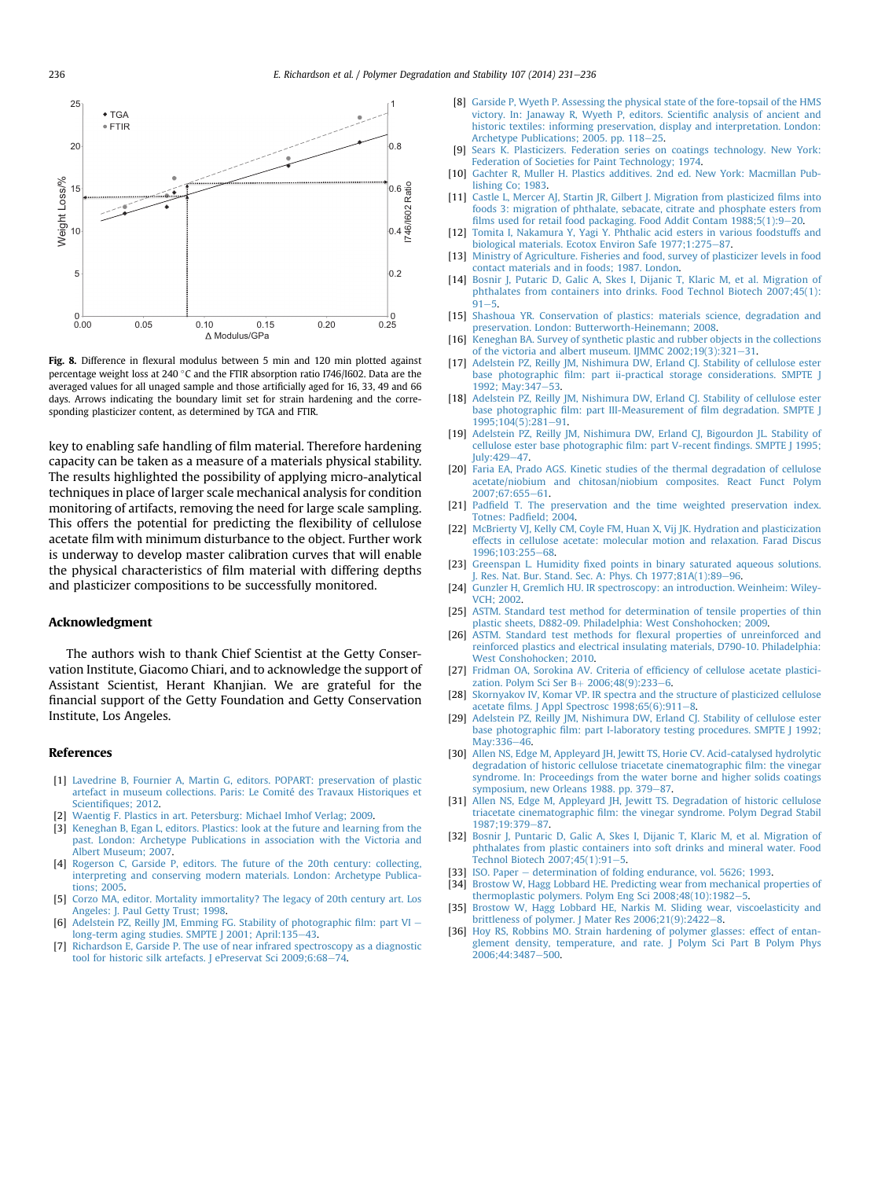25
20
15
10
5
0

Weight Loss/%

◆ TGA
● FTIR

1
0.8
0.6
0.4
0.2
0

I746/I602 Ratio

0.00 0.05 0.10 0.15 0.20 0.25

Δ Modulus/GPa

**Fig. 8.** Difference in flexural modulus between 5 min and 120 min plotted against percentage weight loss at 240 °C and the FTIR absorption ratio I746/I602. Data are the averaged values for all unaged sample and those artificially aged for 16, 33, 49 and 66 days. Arrows indicating the boundary limit set for strain hardening and the corresponding plasticizer content, as determined by TGA and FTIR.

key to enabling safe handling of film material. Therefore hardening capacity can be taken as a measure of a materials physical stability. The results highlighted the possibility of applying micro-analytical techniques in place of larger scale mechanical analysis for condition monitoring of artifacts, removing the need for large scale sampling. This offers the potential for predicting the flexibility of cellulose acetate film with minimum disturbance to the object. Further work is underway to develop master calibration curves that will enable the physical characteristics of film material with differing depths and plasticizer compositions to be successfully monitored.

## Acknowledgment

The authors wish to thank Chief Scientist at the Getty Conservation Institute, Giacomo Chiari, and to acknowledge the support of Assistant Scientist, Herant Khanjian. We are grateful for the financial support of the Getty Foundation and Getty Conservation Institute, Los Angeles.

## References

[1] Lavedrine B, Fournier A, Martin G, editors. POPART: preservation of plastic artefact in museum collections. Paris: Le Comité des Travaux Historiques et Scientifiques; 2012.

[2] Waentig F. Plastics in art. Petersburg: Michael Imhof Verlag; 2009.

[3] Keneghan B, Egan L, editors. Plastics: look at the future and learning from the past. London: Archetype Publications in association with the Victoria and Albert Museum; 2007.

[4] Rogerson C, Garside P, editors. The future of the 20th century: collecting, interpreting and conserving modern materials. London: Archetype Publications; 2005.

[5] Corzo MA, editor. Mortality immortality? The legacy of 20th century art. Los Angeles: J. Paul Getty Trust; 1998.

[6] Adelstein PZ, Reilly JM, Emming FG. Stability of photographic film: part VI – long-term aging studies. SMPTE J 2001; April:135–43.

[7] Richardson E, Garside P. The use of near infrared spectroscopy as a diagnostic tool for historic silk artefacts. J ePreservat Sci 2009;6:68–74.

[8] Garside P, Wyeth P. Assessing the physical state of the fore-topsail of the HMS victory. In: Janaway R, Wyeth P, editors. Scientific analysis of ancient and historic textiles: informing preservation, display and interpretation. London: Archetype Publications; 2005. pp. 118–25.

[9] Sears K. Plasticizers. Federation series on coatings technology. New York: Federation of Societies for Paint Technology; 1974.

[10] Gachter R, Muller H. Plastics additives. 2nd ed. New York: Macmillan Publishing Co; 1983.

[11] Castle L, Mercer AJ, Startin JR, Gilbert J. Migration from plasticized films into foods 3: migration of phthalate, sebacate, citrate and phosphate esters from films used for retail food packaging. Food Addit Contam 1988;5(1):9–20.

[12] Tomita I, Nakamura Y, Yagi Y. Phthalic acid esters in various foodstuffs and biological materials. Ecotox Environ Safe 1977;1:275–87.

[13] Ministry of Agriculture. Fisheries and food, survey of plasticizer levels in food contact materials and in foods; 1987. London.

[14] Bosnir J, Putaric D, Galic A, Skes I, Dijanic T, Klaric M, et al. Migration of phthalates from containers into drinks. Food Technol Biotech 2007;45(1):91–5.

[15] Shashoua YR. Conservation of plastics: materials science, degradation and preservation. London: Butterworth-Heinemann; 2008.

[16] Keneghan BA. Survey of synthetic plastic and rubber objects in the collections of the victoria and albert museum. IJMMC 2002;19(3):321–31.

[17] Adelstein PZ, Reilly JM, Nishimura DW, Erland CJ. Stability of cellulose ester base photographic film: part ii-practical storage considerations. SMPTE J 1992; May:347–53.

[18] Adelstein PZ, Reilly JM, Nishimura DW, Erland CJ. Stability of cellulose ester base photographic film: part III-Measurement of film degradation. SMPTE J 1995;104(5):281–91.

[19] Adelstein PZ, Reilly JM, Nishimura DW, Erland CJ, Bigourdon JL. Stability of cellulose ester base photographic film: part V-recent findings. SMPTE J 1995; July:429–47.

[20] Faria EA, Prado AGS. Kinetic studies of the thermal degradation of cellulose acetate/niobium and chitosan/niobium composites. React Funct Polym 2007;67:655–61.

[21] Padfield T. The preservation and the time weighted preservation index. Totnes: Padfield; 2004.

[22] McBrierty VJ, Kelly CM, Coyle FM, Huan X, Vij JK. Hydration and plasticization effects in cellulose acetate: molecular motion and relaxation. Farad Discus 1996;103:255–68.

[23] Greenspan L. Humidity fixed points in binary saturated aqueous solutions. J. Res. Nat. Bur. Stand. Sec. A: Phys. Ch 1977;81A(1):89–96.

[24] Gunzler H, Gremlich HU. IR spectroscopy: an introduction. Weinheim: Wiley-VCH; 2002.

[25] ASTM. Standard test method for determination of tensile properties of thin plastic sheets, D882-09. Philadelphia: West Conshohocken; 2009.

[26] ASTM. Standard test methods for flexural properties of unreinforced and reinforced plastics and electrical insulating materials, D790-10. Philadelphia: West Conshohocken; 2010.

[27] Fridman OA, Sorokina AV. Criteria of efficiency of cellulose acetate plasticization. Polym Sci Ser B+ 2006;48(9):233–6.

[28] Skornyakov IV, Komar VP. IR spectra and the structure of plasticized cellulose acetate films. J Appl Spectrosc 1998;65(6):911–8.

[29] Adelstein PZ, Reilly JM, Nishimura DW, Erland CJ. Stability of cellulose ester base photographic film: part I-laboratory testing procedures. SMPTE J 1992; May:336–46.

[30] Allen NS, Edge M, Appleyard JH, Jewitt TS, Horie CV. Acid-catalysed hydrolytic degradation of historic cellulose triacetate cinematographic film: the vinegar syndrome. In: Proceedings from the water borne and higher solids coatings symposium, New Orleans 1988. pp. 379–87.

[31] Allen NS, Edge M, Appleyard JH, Jewitt TS. Degradation of historic cellulose triacetate cinematographic film: the vinegar syndrome. Polym Degrad Stabil 1987;19:379–87.

[32] Bosnir J, Puntaric D, Galic A, Skes I, Dijanic T, Klaric M, et al. Migration of phthalates from plastic containers into soft drinks and mineral water. Food Technol Biotech 2007;45(1):91–5.

[33] ISO. Paper – determination of folding endurance, vol. 5626; 1993.

[34] Brostow W, Hagg Lobbard HE. Predicting wear from mechanical properties of thermoplastic polymers. Polym Eng Sci 2008;48(10):1982–5.

[35] Brostow W, Hagg Lobbard HE, Narkis M. Sliding wear, viscoelasticity and brittleness of polymer. J Mater Res 2006;21(9):2422–8.

[36] Hoy RS, Robbins MO. Strain hardening of polymer glasses: effect of entanglement density, temperature, and rate. J Polym Sci Part B Polym Phys 2006;44:3487–500.